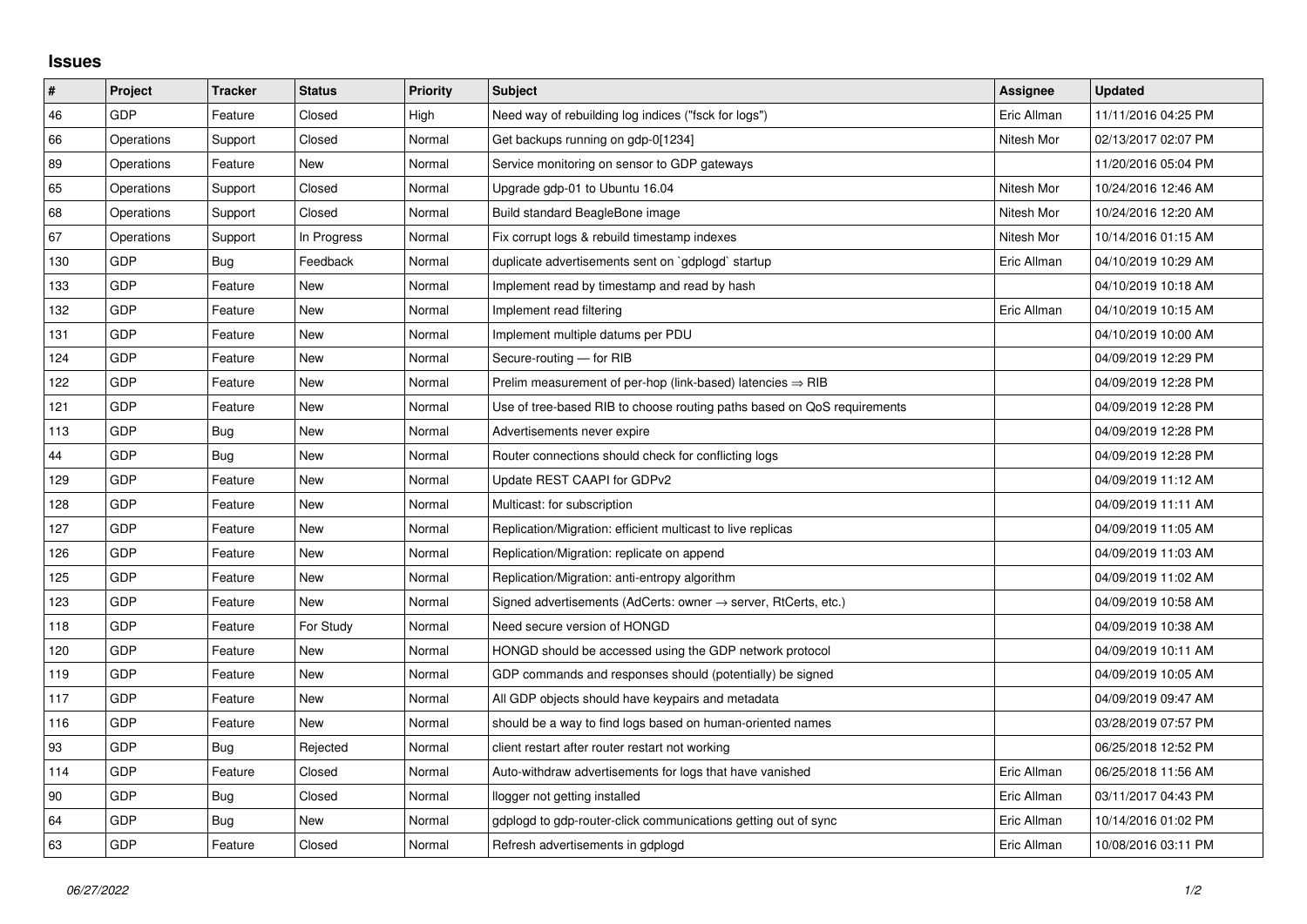# Issues

| # | Project | Tracker | Status | Priority | Subject | Assignee | Updated |
|---|---|---|---|---|---|---|---|
| 46 | GDP | Feature | Closed | High | Need way of rebuilding log indices ("fsck for logs") | Eric Allman | 11/11/2016 04:25 PM |
| 66 | Operations | Support | Closed | Normal | Get backups running on gdp-0[1234] | Nitesh Mor | 02/13/2017 02:07 PM |
| 89 | Operations | Feature | New | Normal | Service monitoring on sensor to GDP gateways | | 11/20/2016 05:04 PM |
| 65 | Operations | Support | Closed | Normal | Upgrade gdp-01 to Ubuntu 16.04 | Nitesh Mor | 10/24/2016 12:46 AM |
| 68 | Operations | Support | Closed | Normal | Build standard BeagleBone image | Nitesh Mor | 10/24/2016 12:20 AM |
| 67 | Operations | Support | In Progress | Normal | Fix corrupt logs & rebuild timestamp indexes | Nitesh Mor | 10/14/2016 01:15 AM |
| 130 | GDP | Bug | Feedback | Normal | duplicate advertisements sent on `gdplogd` startup | Eric Allman | 04/10/2019 10:29 AM |
| 133 | GDP | Feature | New | Normal | Implement read by timestamp and read by hash | | 04/10/2019 10:18 AM |
| 132 | GDP | Feature | New | Normal | Implement read filtering | Eric Allman | 04/10/2019 10:15 AM |
| 131 | GDP | Feature | New | Normal | Implement multiple datums per PDU | | 04/10/2019 10:00 AM |
| 124 | GDP | Feature | New | Normal | Secure-routing — for RIB | | 04/09/2019 12:29 PM |
| 122 | GDP | Feature | New | Normal | Prelim measurement of per-hop (link-based) latencies ⇒ RIB | | 04/09/2019 12:28 PM |
| 121 | GDP | Feature | New | Normal | Use of tree-based RIB to choose routing paths based on QoS requirements | | 04/09/2019 12:28 PM |
| 113 | GDP | Bug | New | Normal | Advertisements never expire | | 04/09/2019 12:28 PM |
| 44 | GDP | Bug | New | Normal | Router connections should check for conflicting logs | | 04/09/2019 12:28 PM |
| 129 | GDP | Feature | New | Normal | Update REST CAAPI for GDPv2 | | 04/09/2019 11:12 AM |
| 128 | GDP | Feature | New | Normal | Multicast: for subscription | | 04/09/2019 11:11 AM |
| 127 | GDP | Feature | New | Normal | Replication/Migration: efficient multicast to live replicas | | 04/09/2019 11:05 AM |
| 126 | GDP | Feature | New | Normal | Replication/Migration: replicate on append | | 04/09/2019 11:03 AM |
| 125 | GDP | Feature | New | Normal | Replication/Migration: anti-entropy algorithm | | 04/09/2019 11:02 AM |
| 123 | GDP | Feature | New | Normal | Signed advertisements (AdCerts: owner → server, RtCerts, etc.) | | 04/09/2019 10:58 AM |
| 118 | GDP | Feature | For Study | Normal | Need secure version of HONGD | | 04/09/2019 10:38 AM |
| 120 | GDP | Feature | New | Normal | HONGD should be accessed using the GDP network protocol | | 04/09/2019 10:11 AM |
| 119 | GDP | Feature | New | Normal | GDP commands and responses should (potentially) be signed | | 04/09/2019 10:05 AM |
| 117 | GDP | Feature | New | Normal | All GDP objects should have keypairs and metadata | | 04/09/2019 09:47 AM |
| 116 | GDP | Feature | New | Normal | should be a way to find logs based on human-oriented names | | 03/28/2019 07:57 PM |
| 93 | GDP | Bug | Rejected | Normal | client restart after router restart not working | | 06/25/2018 12:52 PM |
| 114 | GDP | Feature | Closed | Normal | Auto-withdraw advertisements for logs that have vanished | Eric Allman | 06/25/2018 11:56 AM |
| 90 | GDP | Bug | Closed | Normal | llogger not getting installed | Eric Allman | 03/11/2017 04:43 PM |
| 64 | GDP | Bug | New | Normal | gdplogd to gdp-router-click communications getting out of sync | Eric Allman | 10/14/2016 01:02 PM |
| 63 | GDP | Feature | Closed | Normal | Refresh advertisements in gdplogd | Eric Allman | 10/08/2016 03:11 PM |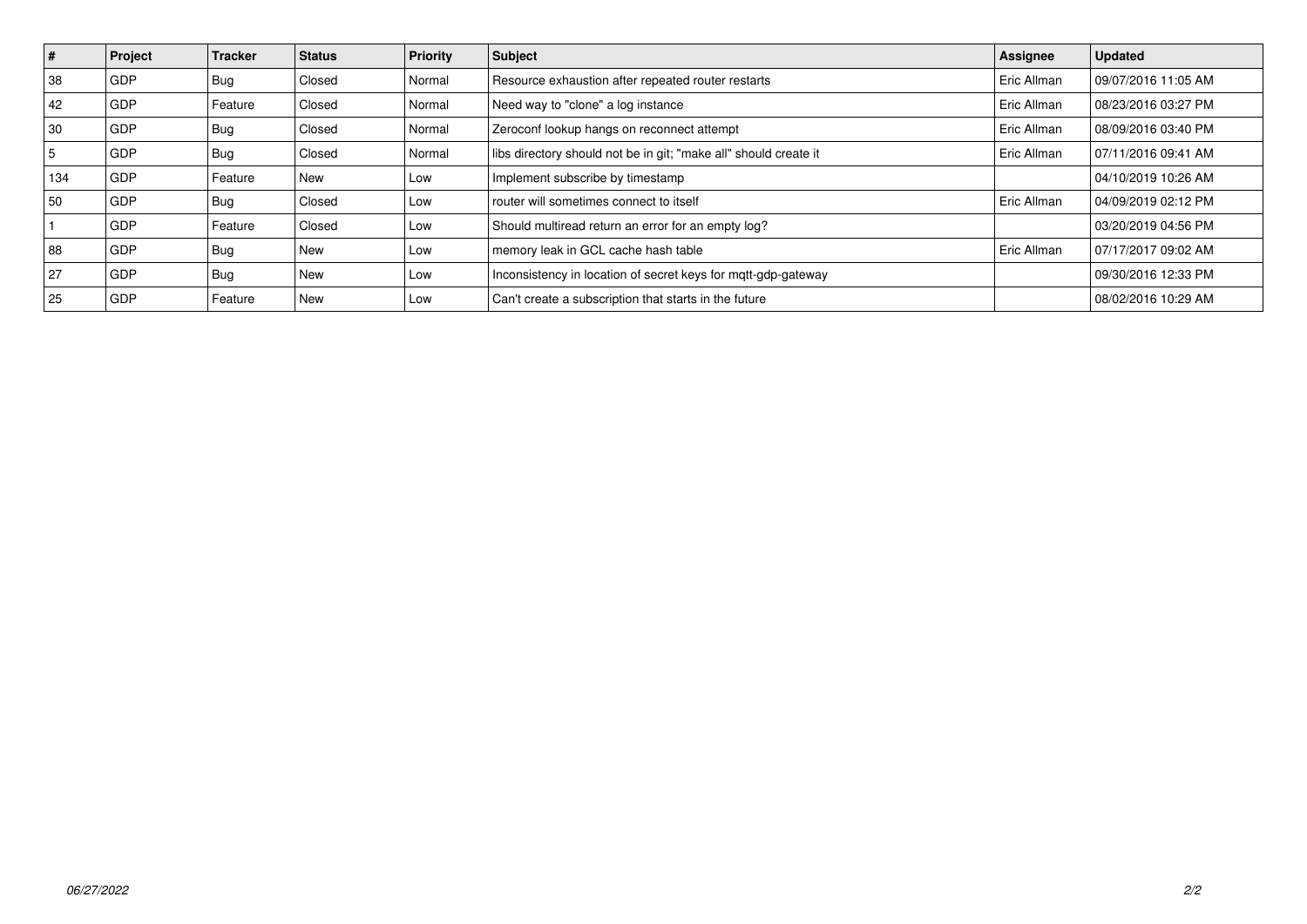| # | Project | Tracker | Status | Priority | Subject | Assignee | Updated |
|---|---|---|---|---|---|---|---|
| 38 | GDP | Bug | Closed | Normal | Resource exhaustion after repeated router restarts | Eric Allman | 09/07/2016 11:05 AM |
| 42 | GDP | Feature | Closed | Normal | Need way to "clone" a log instance | Eric Allman | 08/23/2016 03:27 PM |
| 30 | GDP | Bug | Closed | Normal | Zeroconf lookup hangs on reconnect attempt | Eric Allman | 08/09/2016 03:40 PM |
| 5 | GDP | Bug | Closed | Normal | libs directory should not be in git; "make all" should create it | Eric Allman | 07/11/2016 09:41 AM |
| 134 | GDP | Feature | New | Low | Implement subscribe by timestamp | | 04/10/2019 10:26 AM |
| 50 | GDP | Bug | Closed | Low | router will sometimes connect to itself | Eric Allman | 04/09/2019 02:12 PM |
| 1 | GDP | Feature | Closed | Low | Should multiread return an error for an empty log? | | 03/20/2019 04:56 PM |
| 88 | GDP | Bug | New | Low | memory leak in GCL cache hash table | Eric Allman | 07/17/2017 09:02 AM |
| 27 | GDP | Bug | New | Low | Inconsistency in location of secret keys for mqtt-gdp-gateway | | 09/30/2016 12:33 PM |
| 25 | GDP | Feature | New | Low | Can't create a subscription that starts in the future | | 08/02/2016 10:29 AM |